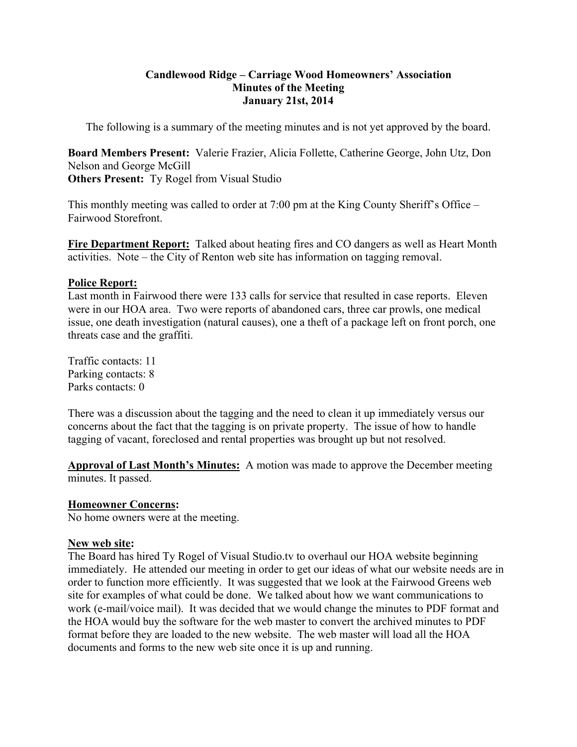**Candlewood Ridge – Carriage Wood Homeowners' Association**
**Minutes of the Meeting**
**January 21st, 2014**

The following is a summary of the meeting minutes and is not yet approved by the board.

**Board Members Present:** Valerie Frazier, Alicia Follette, Catherine George, John Utz, Don Nelson and George McGill
**Others Present:** Ty Rogel from Visual Studio

This monthly meeting was called to order at 7:00 pm at the King County Sheriff's Office – Fairwood Storefront.

**Fire Department Report:** Talked about heating fires and CO dangers as well as Heart Month activities. Note – the City of Renton web site has information on tagging removal.

**Police Report:**
Last month in Fairwood there were 133 calls for service that resulted in case reports. Eleven were in our HOA area. Two were reports of abandoned cars, three car prowls, one medical issue, one death investigation (natural causes), one a theft of a package left on front porch, one threats case and the graffiti.

Traffic contacts: 11
Parking contacts: 8
Parks contacts: 0

There was a discussion about the tagging and the need to clean it up immediately versus our concerns about the fact that the tagging is on private property. The issue of how to handle tagging of vacant, foreclosed and rental properties was brought up but not resolved.

**Approval of Last Month's Minutes:** A motion was made to approve the December meeting minutes. It passed.

**Homeowner Concerns:**
No home owners were at the meeting.

**New web site:**
The Board has hired Ty Rogel of Visual Studio.tv to overhaul our HOA website beginning immediately. He attended our meeting in order to get our ideas of what our website needs are in order to function more efficiently. It was suggested that we look at the Fairwood Greens web site for examples of what could be done. We talked about how we want communications to work (e-mail/voice mail). It was decided that we would change the minutes to PDF format and the HOA would buy the software for the web master to convert the archived minutes to PDF format before they are loaded to the new website. The web master will load all the HOA documents and forms to the new web site once it is up and running.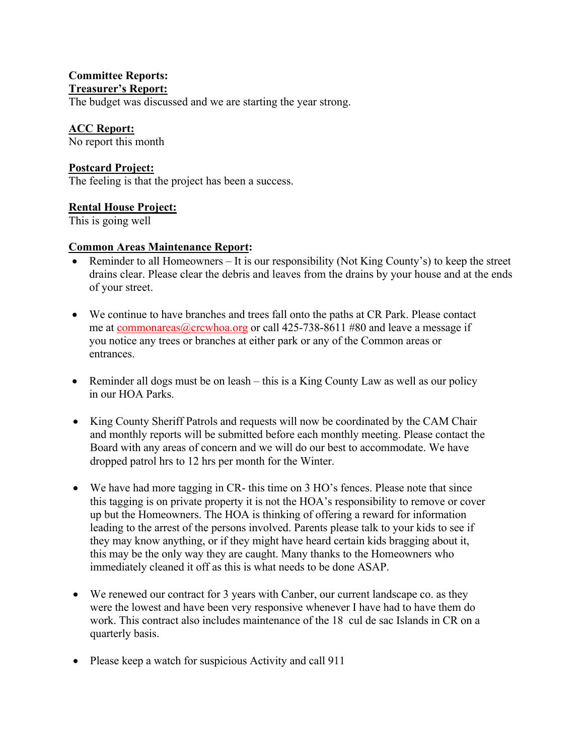**Committee Reports:**

**Treasurer's Report:**

The budget was discussed and we are starting the year strong.

**ACC Report:**

No report this month

**Postcard Project:**

The feeling is that the project has been a success.

**Rental House Project:**

This is going well

**Common Areas Maintenance Report:**

- Reminder to all Homeowners – It is our responsibility (Not King County's) to keep the street drains clear. Please clear the debris and leaves from the drains by your house and at the ends of your street.
- We continue to have branches and trees fall onto the paths at CR Park. Please contact me at commonareas@crcwhoa.org or call 425-738-8611 #80 and leave a message if you notice any trees or branches at either park or any of the Common areas or entrances.
- Reminder all dogs must be on leash – this is a King County Law as well as our policy in our HOA Parks.
- King County Sheriff Patrols and requests will now be coordinated by the CAM Chair and monthly reports will be submitted before each monthly meeting. Please contact the Board with any areas of concern and we will do our best to accommodate. We have dropped patrol hrs to 12 hrs per month for the Winter.
- We have had more tagging in CR- this time on 3 HO's fences. Please note that since this tagging is on private property it is not the HOA's responsibility to remove or cover up but the Homeowners. The HOA is thinking of offering a reward for information leading to the arrest of the persons involved. Parents please talk to your kids to see if they may know anything, or if they might have heard certain kids bragging about it, this may be the only way they are caught. Many thanks to the Homeowners who immediately cleaned it off as this is what needs to be done ASAP.
- We renewed our contract for 3 years with Canber, our current landscape co. as they were the lowest and have been very responsive whenever I have had to have them do work. This contract also includes maintenance of the 18 cul de sac Islands in CR on a quarterly basis.
- Please keep a watch for suspicious Activity and call 911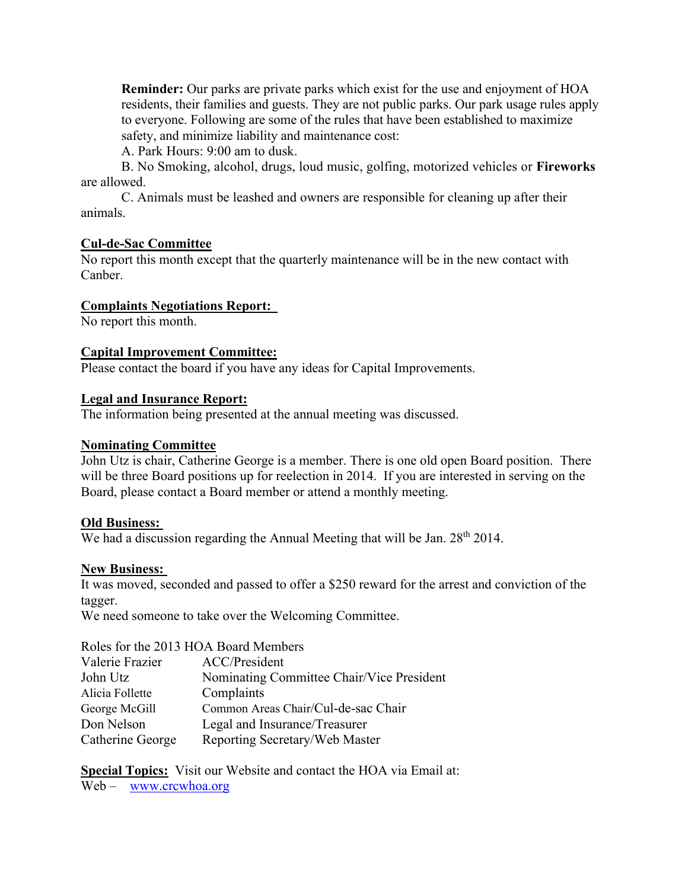**Reminder:** Our parks are private parks which exist for the use and enjoyment of HOA residents, their families and guests. They are not public parks. Our park usage rules apply to everyone. Following are some of the rules that have been established to maximize safety, and minimize liability and maintenance cost:

A. Park Hours: 9:00 am to dusk.

B. No Smoking, alcohol, drugs, loud music, golfing, motorized vehicles or **Fireworks** are allowed.

C. Animals must be leashed and owners are responsible for cleaning up after their animals.

**Cul-de-Sac Committee**

No report this month except that the quarterly maintenance will be in the new contact with Canber.

**Complaints Negotiations Report:**

No report this month.

**Capital Improvement Committee:**

Please contact the board if you have any ideas for Capital Improvements.

**Legal and Insurance Report:**

The information being presented at the annual meeting was discussed.

**Nominating Committee**

John Utz is chair, Catherine George is a member. There is one old open Board position. There will be three Board positions up for reelection in 2014. If you are interested in serving on the Board, please contact a Board member or attend a monthly meeting.

**Old Business:**

We had a discussion regarding the Annual Meeting that will be Jan. 28th 2014.

**New Business:**

It was moved, seconded and passed to offer a $250 reward for the arrest and conviction of the tagger.

We need someone to take over the Welcoming Committee.

Roles for the 2013 HOA Board Members

| | |
|---|---|
| Valerie Frazier | ACC/President |
| John Utz | Nominating Committee Chair/Vice President |
| Alicia Follette | Complaints |
| George McGill | Common Areas Chair/Cul-de-sac Chair |
| Don Nelson | Legal and Insurance/Treasurer |
| Catherine George | Reporting Secretary/Web Master |

**Special Topics:** Visit our Website and contact the HOA via Email at:

Web – www.crcwhoa.org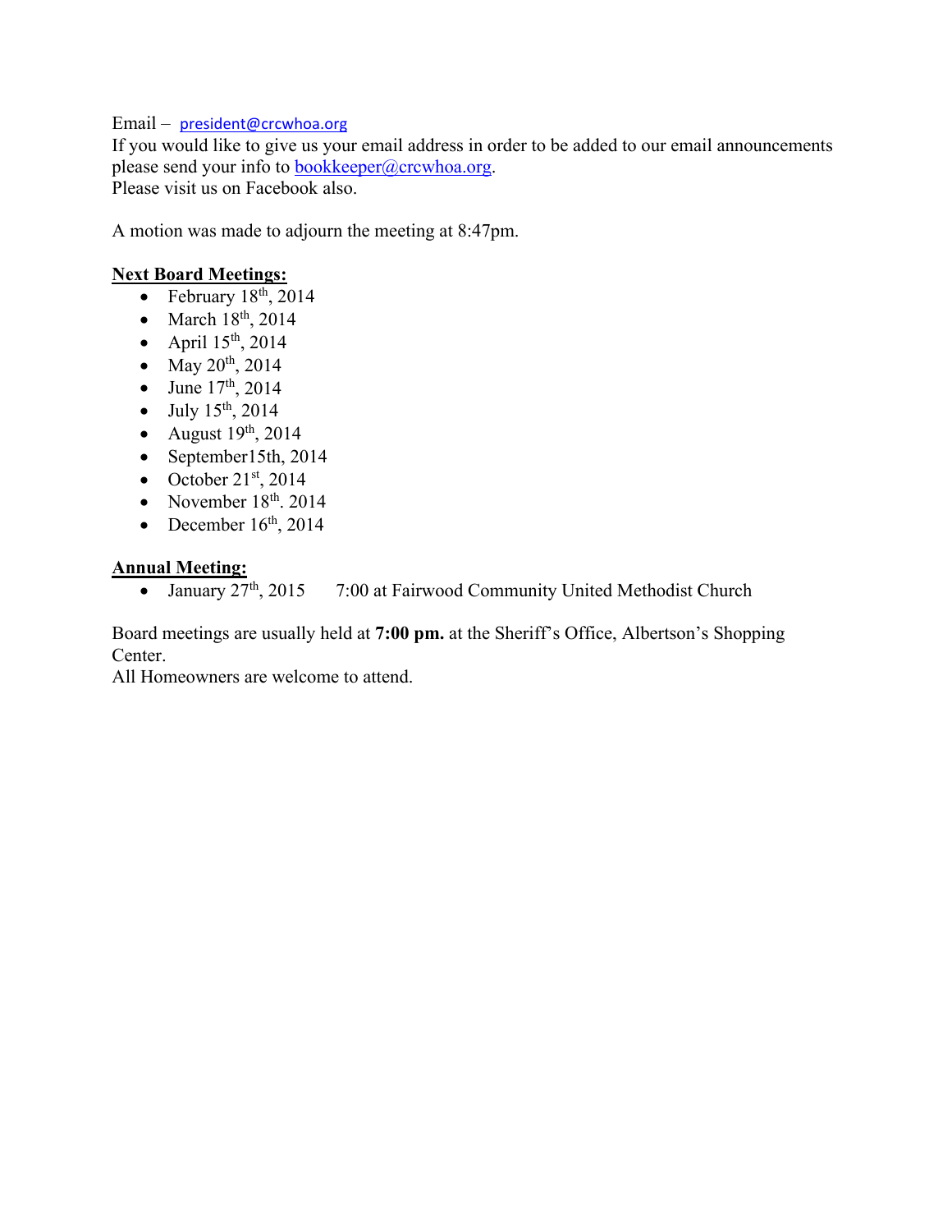Email – president@crcwhoa.org
If you would like to give us your email address in order to be added to our email announcements please send your info to bookkeeper@crcwhoa.org.
Please visit us on Facebook also.

A motion was made to adjourn the meeting at 8:47pm.

**Next Board Meetings:**

- February 18th, 2014
- March 18th, 2014
- April 15th, 2014
- May 20th, 2014
- June 17th, 2014
- July 15th, 2014
- August 19th, 2014
- September15th, 2014
- October 21st, 2014
- November 18th. 2014
- December 16th, 2014

**Annual Meeting:**

- January 27th, 2015 7:00 at Fairwood Community United Methodist Church

Board meetings are usually held at **7:00 pm.** at the Sheriff's Office, Albertson's Shopping Center.
All Homeowners are welcome to attend.